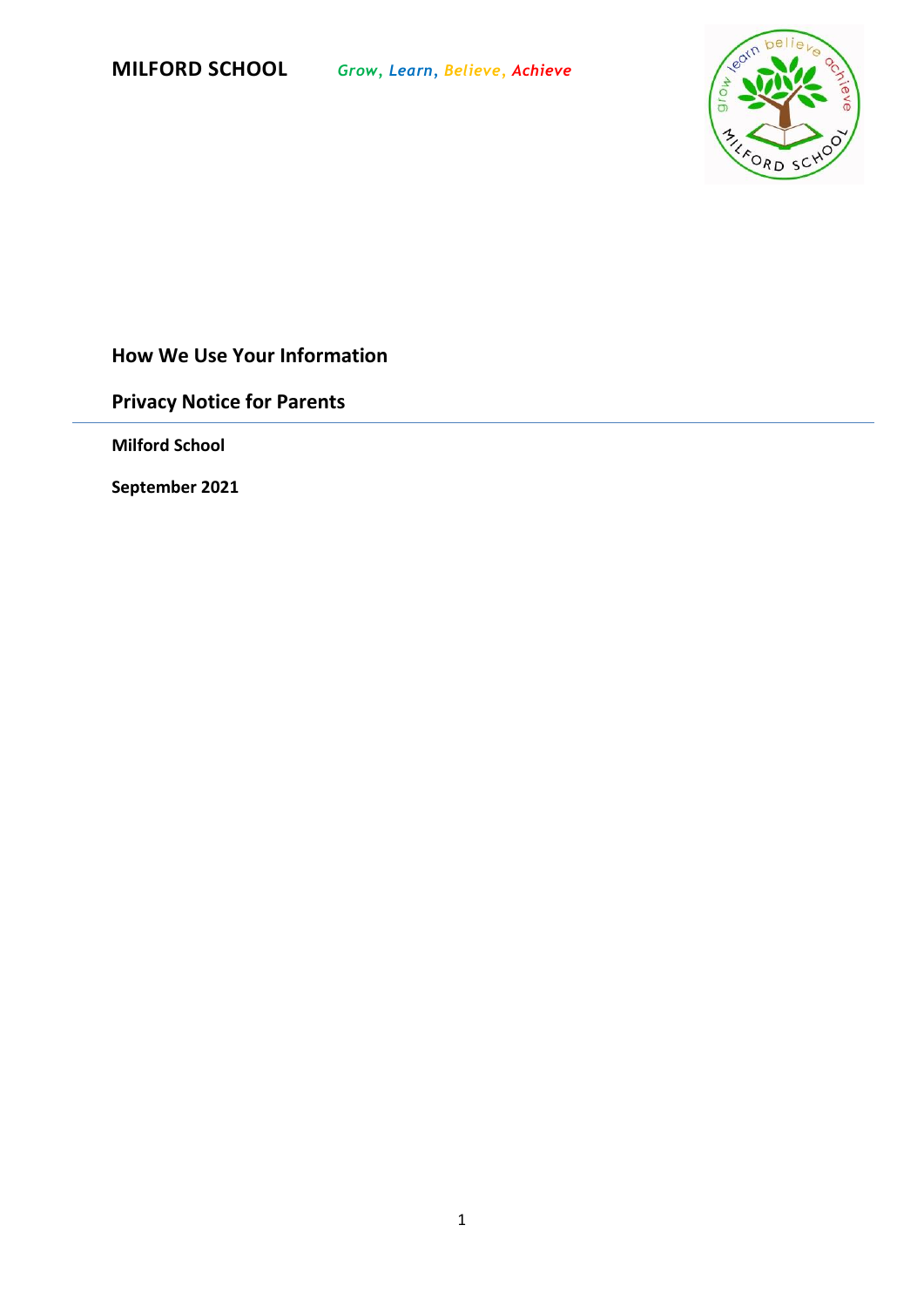**MILFORD SCHOOL** *Grow, Learn, Believe, Achieve*

## How We Use Your Information

## Privacy Notice for Parents

**Milford School**

**September 2021**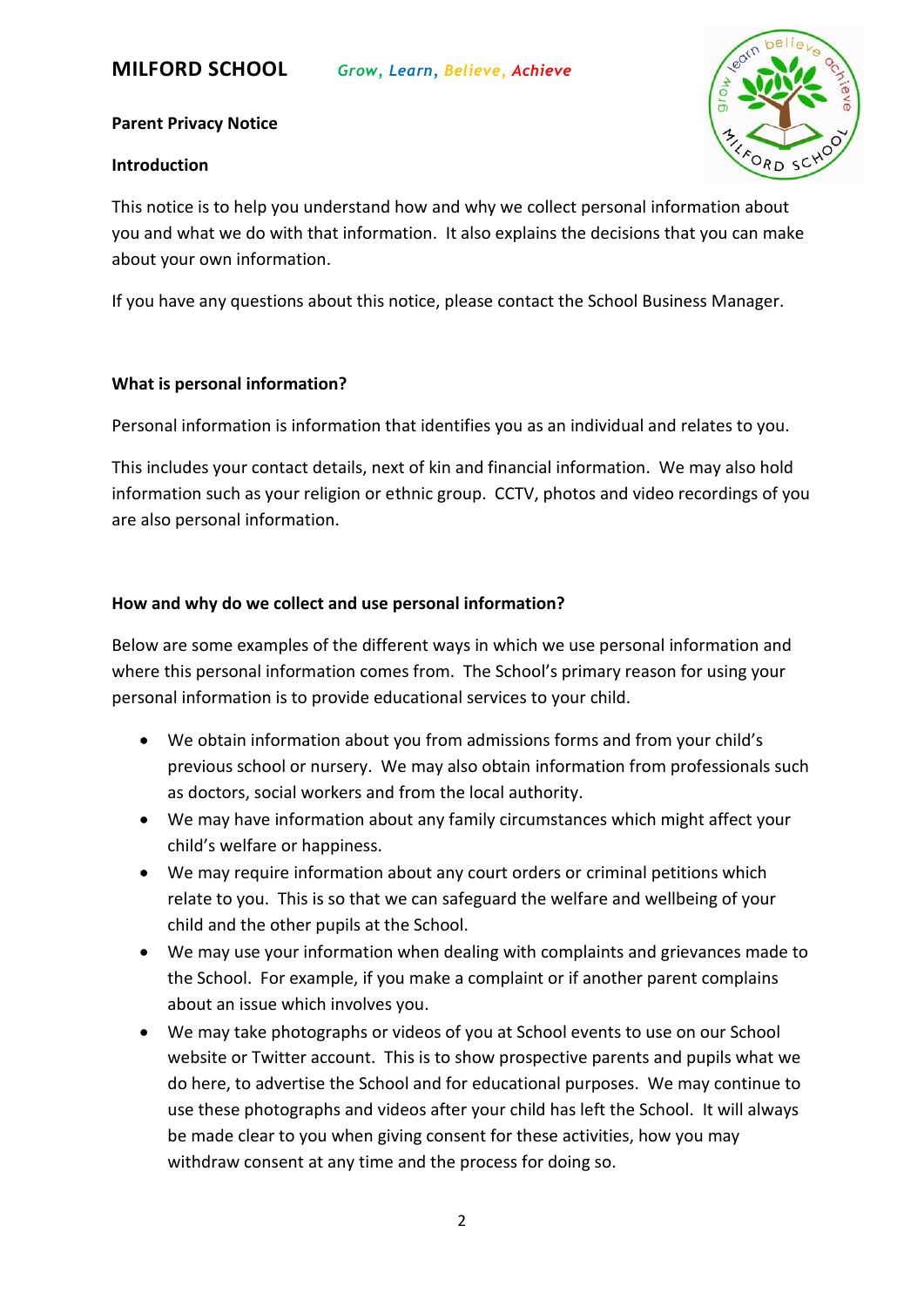# MILFORD SCHOOL

*Grow, Learn, Believe, Achieve*

## Parent Privacy Notice

### Introduction

This notice is to help you understand how and why we collect personal information about you and what we do with that information. It also explains the decisions that you can make about your own information.

If you have any questions about this notice, please contact the School Business Manager.

### What is personal information?

Personal information is information that identifies you as an individual and relates to you.

This includes your contact details, next of kin and financial information. We may also hold information such as your religion or ethnic group. CCTV, photos and video recordings of you are also personal information.

### How and why do we collect and use personal information?

Below are some examples of the different ways in which we use personal information and where this personal information comes from. The School's primary reason for using your personal information is to provide educational services to your child.

- We obtain information about you from admissions forms and from your child's previous school or nursery. We may also obtain information from professionals such as doctors, social workers and from the local authority.
- We may have information about any family circumstances which might affect your child's welfare or happiness.
- We may require information about any court orders or criminal petitions which relate to you. This is so that we can safeguard the welfare and wellbeing of your child and the other pupils at the School.
- We may use your information when dealing with complaints and grievances made to the School. For example, if you make a complaint or if another parent complains about an issue which involves you.
- We may take photographs or videos of you at School events to use on our School website or Twitter account. This is to show prospective parents and pupils what we do here, to advertise the School and for educational purposes. We may continue to use these photographs and videos after your child has left the School. It will always be made clear to you when giving consent for these activities, how you may withdraw consent at any time and the process for doing so.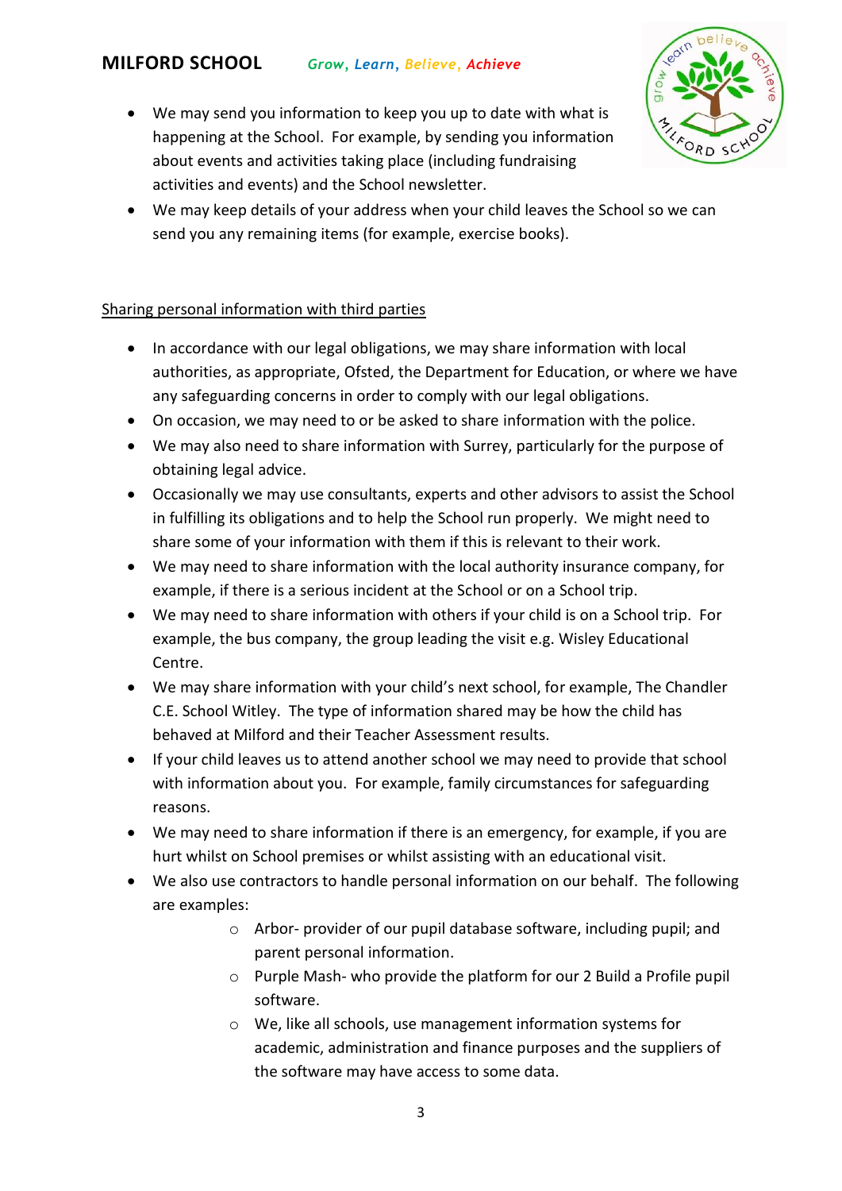- We may send you information to keep you up to date with what is happening at the School. For example, by sending you information about events and activities taking place (including fundraising activities and events) and the School newsletter.
- We may keep details of your address when your child leaves the School so we can send you any remaining items (for example, exercise books).

<u>Sharing personal information with third parties</u>

- In accordance with our legal obligations, we may share information with local authorities, as appropriate, Ofsted, the Department for Education, or where we have any safeguarding concerns in order to comply with our legal obligations.
- On occasion, we may need to or be asked to share information with the police.
- We may also need to share information with Surrey, particularly for the purpose of obtaining legal advice.
- Occasionally we may use consultants, experts and other advisors to assist the School in fulfilling its obligations and to help the School run properly. We might need to share some of your information with them if this is relevant to their work.
- We may need to share information with the local authority insurance company, for example, if there is a serious incident at the School or on a School trip.
- We may need to share information with others if your child is on a School trip. For example, the bus company, the group leading the visit e.g. Wisley Educational Centre.
- We may share information with your child's next school, for example, The Chandler C.E. School Witley. The type of information shared may be how the child has behaved at Milford and their Teacher Assessment results.
- If your child leaves us to attend another school we may need to provide that school with information about you. For example, family circumstances for safeguarding reasons.
- We may need to share information if there is an emergency, for example, if you are hurt whilst on School premises or whilst assisting with an educational visit.
- We also use contractors to handle personal information on our behalf. The following are examples:
  - Arbor- provider of our pupil database software, including pupil; and parent personal information.
  - Purple Mash- who provide the platform for our 2 Build a Profile pupil software.
  - We, like all schools, use management information systems for academic, administration and finance purposes and the suppliers of the software may have access to some data.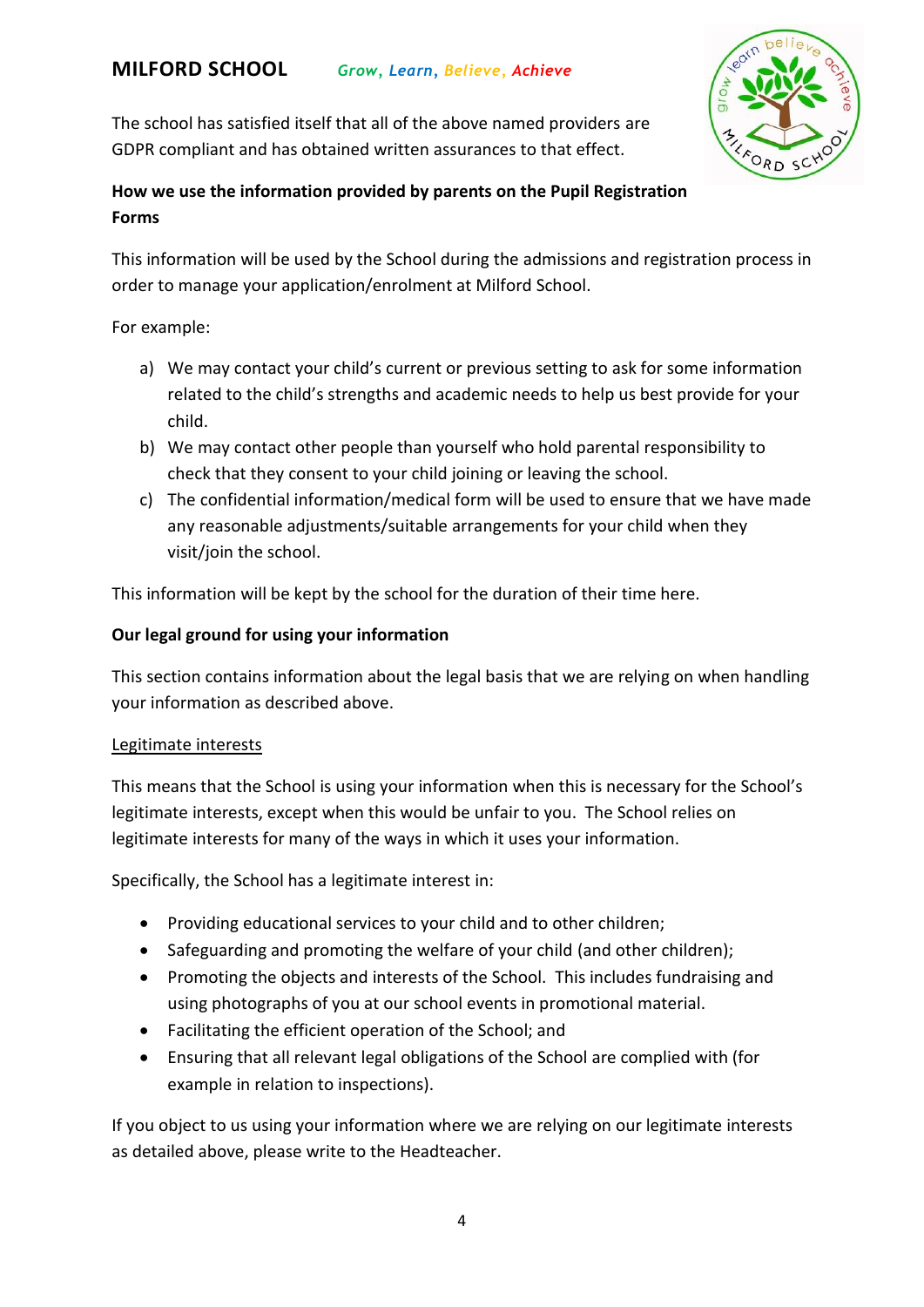The school has satisfied itself that all of the above named providers are GDPR compliant and has obtained written assurances to that effect.

**How we use the information provided by parents on the Pupil Registration Forms**

This information will be used by the School during the admissions and registration process in order to manage your application/enrolment at Milford School.

For example:

a) We may contact your child's current or previous setting to ask for some information related to the child's strengths and academic needs to help us best provide for your child.
b) We may contact other people than yourself who hold parental responsibility to check that they consent to your child joining or leaving the school.
c) The confidential information/medical form will be used to ensure that we have made any reasonable adjustments/suitable arrangements for your child when they visit/join the school.

This information will be kept by the school for the duration of their time here.

**Our legal ground for using your information**

This section contains information about the legal basis that we are relying on when handling your information as described above.

Legitimate interests

This means that the School is using your information when this is necessary for the School's legitimate interests, except when this would be unfair to you. The School relies on legitimate interests for many of the ways in which it uses your information.

Specifically, the School has a legitimate interest in:

- Providing educational services to your child and to other children;
- Safeguarding and promoting the welfare of your child (and other children);
- Promoting the objects and interests of the School. This includes fundraising and using photographs of you at our school events in promotional material.
- Facilitating the efficient operation of the School; and
- Ensuring that all relevant legal obligations of the School are complied with (for example in relation to inspections).

If you object to us using your information where we are relying on our legitimate interests as detailed above, please write to the Headteacher.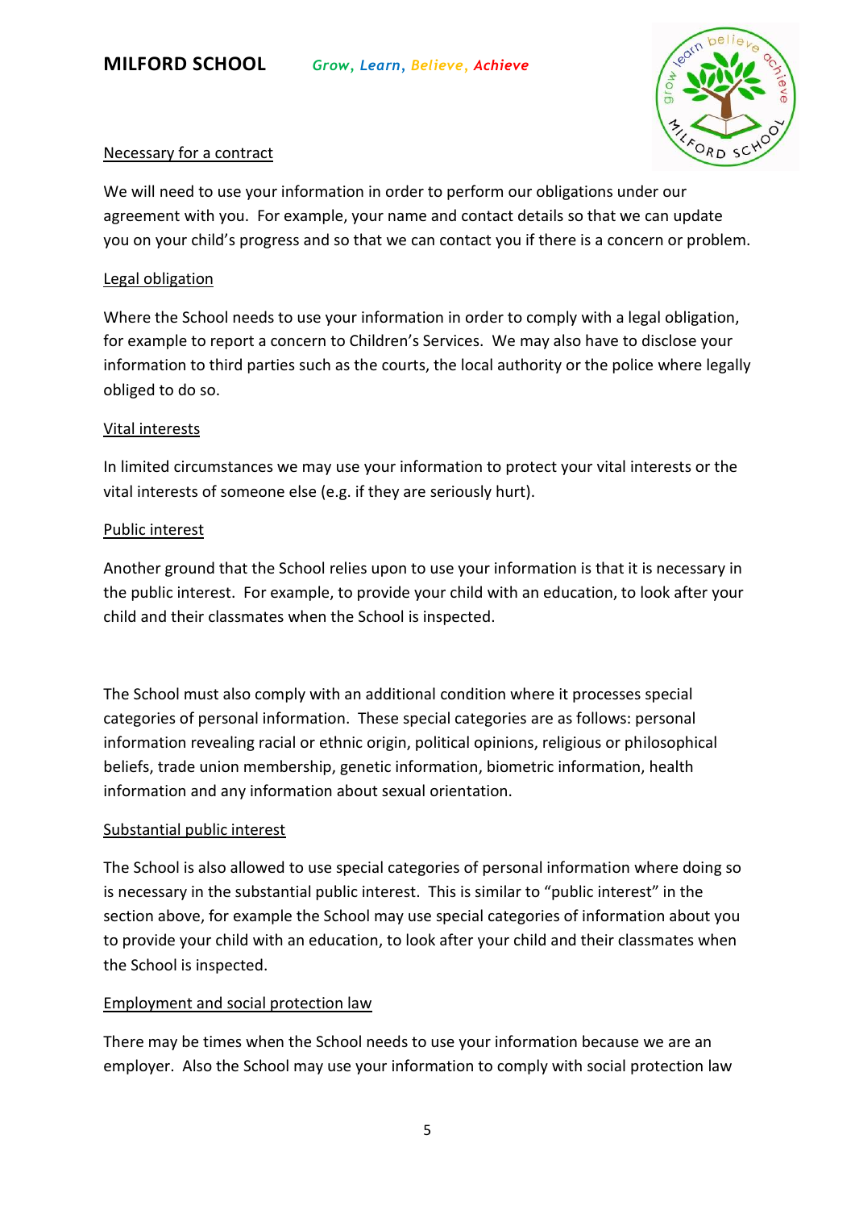Necessary for a contract

We will need to use your information in order to perform our obligations under our agreement with you. For example, your name and contact details so that we can update you on your child's progress and so that we can contact you if there is a concern or problem.

Legal obligation

Where the School needs to use your information in order to comply with a legal obligation, for example to report a concern to Children's Services. We may also have to disclose your information to third parties such as the courts, the local authority or the police where legally obliged to do so.

Vital interests

In limited circumstances we may use your information to protect your vital interests or the vital interests of someone else (e.g. if they are seriously hurt).

Public interest

Another ground that the School relies upon to use your information is that it is necessary in the public interest. For example, to provide your child with an education, to look after your child and their classmates when the School is inspected.

The School must also comply with an additional condition where it processes special categories of personal information. These special categories are as follows: personal information revealing racial or ethnic origin, political opinions, religious or philosophical beliefs, trade union membership, genetic information, biometric information, health information and any information about sexual orientation.

Substantial public interest

The School is also allowed to use special categories of personal information where doing so is necessary in the substantial public interest. This is similar to "public interest" in the section above, for example the School may use special categories of information about you to provide your child with an education, to look after your child and their classmates when the School is inspected.

Employment and social protection law

There may be times when the School needs to use your information because we are an employer. Also the School may use your information to comply with social protection law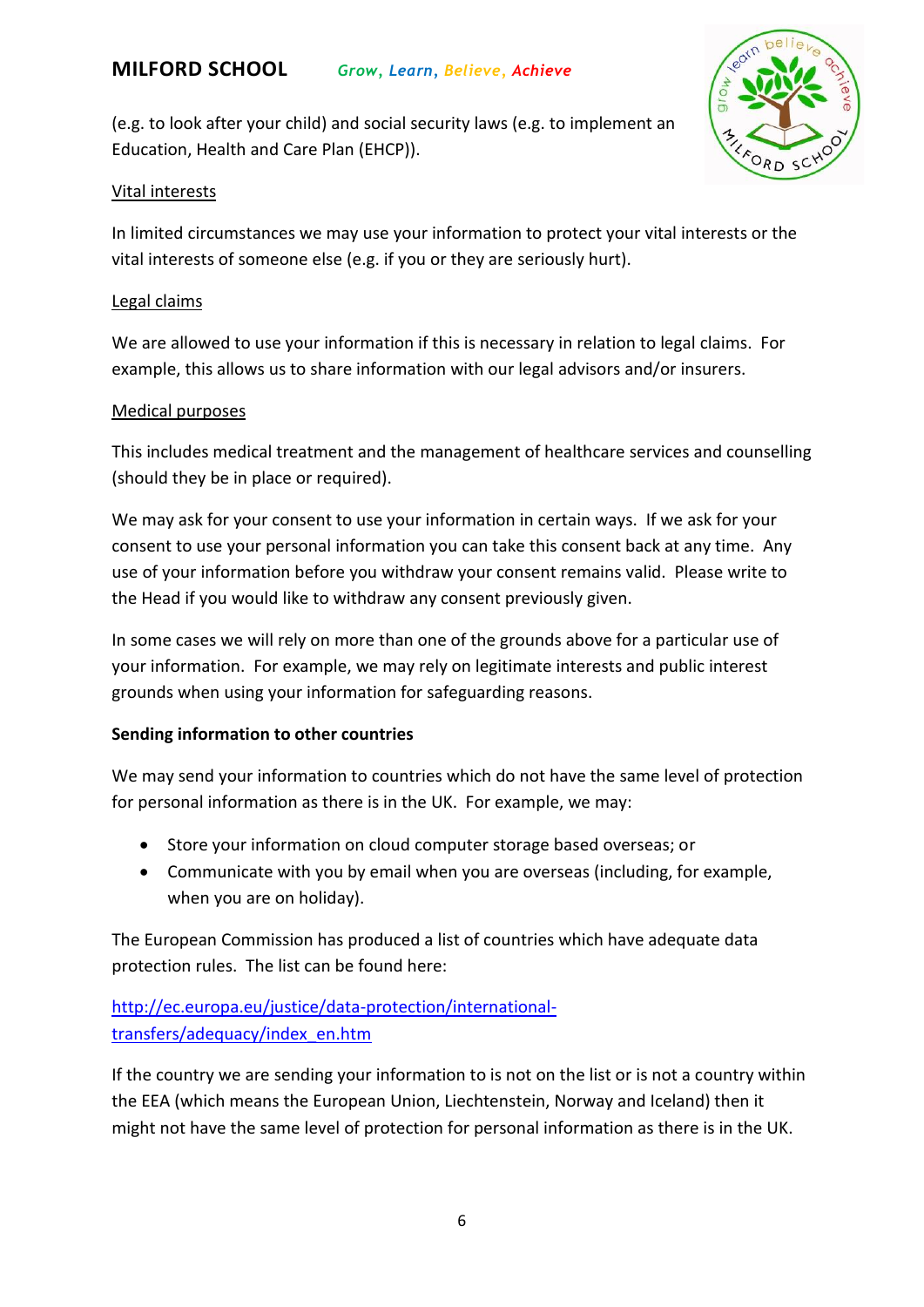(e.g. to look after your child) and social security laws (e.g. to implement an Education, Health and Care Plan (EHCP)).

Vital interests

In limited circumstances we may use your information to protect your vital interests or the vital interests of someone else (e.g. if you or they are seriously hurt).

Legal claims

We are allowed to use your information if this is necessary in relation to legal claims. For example, this allows us to share information with our legal advisors and/or insurers.

Medical purposes

This includes medical treatment and the management of healthcare services and counselling (should they be in place or required).

We may ask for your consent to use your information in certain ways. If we ask for your consent to use your personal information you can take this consent back at any time. Any use of your information before you withdraw your consent remains valid. Please write to the Head if you would like to withdraw any consent previously given.

In some cases we will rely on more than one of the grounds above for a particular use of your information. For example, we may rely on legitimate interests and public interest grounds when using your information for safeguarding reasons.

**Sending information to other countries**

We may send your information to countries which do not have the same level of protection for personal information as there is in the UK. For example, we may:

- Store your information on cloud computer storage based overseas; or
- Communicate with you by email when you are overseas (including, for example, when you are on holiday).

The European Commission has produced a list of countries which have adequate data protection rules. The list can be found here:

[http://ec.europa.eu/justice/data-protection/international-transfers/adequacy/index_en.htm](http://ec.europa.eu/justice/data-protection/international-transfers/adequacy/index_en.htm)

If the country we are sending your information to is not on the list or is not a country within the EEA (which means the European Union, Liechtenstein, Norway and Iceland) then it might not have the same level of protection for personal information as there is in the UK.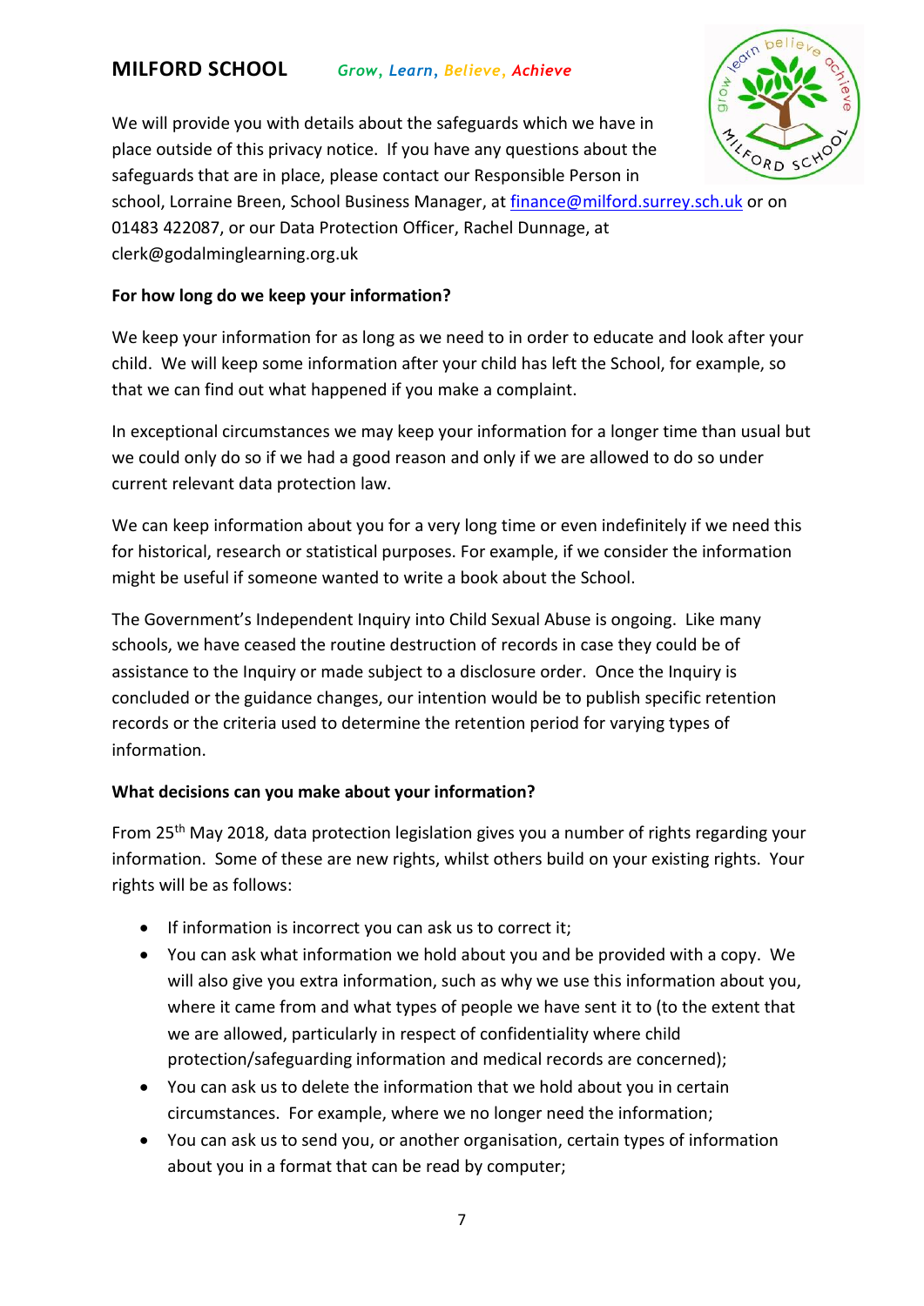We will provide you with details about the safeguards which we have in place outside of this privacy notice. If you have any questions about the safeguards that are in place, please contact our Responsible Person in school, Lorraine Breen, School Business Manager, at finance@milford.surrey.sch.uk or on 01483 422087, or our Data Protection Officer, Rachel Dunnage, at clerk@godalminglearning.org.uk

**For how long do we keep your information?**

We keep your information for as long as we need to in order to educate and look after your child. We will keep some information after your child has left the School, for example, so that we can find out what happened if you make a complaint.

In exceptional circumstances we may keep your information for a longer time than usual but we could only do so if we had a good reason and only if we are allowed to do so under current relevant data protection law.

We can keep information about you for a very long time or even indefinitely if we need this for historical, research or statistical purposes. For example, if we consider the information might be useful if someone wanted to write a book about the School.

The Government's Independent Inquiry into Child Sexual Abuse is ongoing. Like many schools, we have ceased the routine destruction of records in case they could be of assistance to the Inquiry or made subject to a disclosure order. Once the Inquiry is concluded or the guidance changes, our intention would be to publish specific retention records or the criteria used to determine the retention period for varying types of information.

**What decisions can you make about your information?**

From 25th May 2018, data protection legislation gives you a number of rights regarding your information. Some of these are new rights, whilst others build on your existing rights. Your rights will be as follows:

- If information is incorrect you can ask us to correct it;
- You can ask what information we hold about you and be provided with a copy. We will also give you extra information, such as why we use this information about you, where it came from and what types of people we have sent it to (to the extent that we are allowed, particularly in respect of confidentiality where child protection/safeguarding information and medical records are concerned);
- You can ask us to delete the information that we hold about you in certain circumstances. For example, where we no longer need the information;
- You can ask us to send you, or another organisation, certain types of information about you in a format that can be read by computer;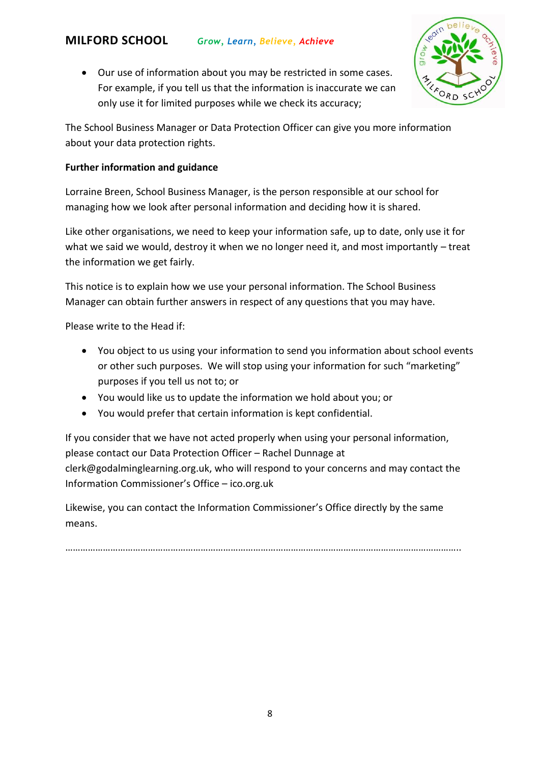- Our use of information about you may be restricted in some cases. For example, if you tell us that the information is inaccurate we can only use it for limited purposes while we check its accuracy;

The School Business Manager or Data Protection Officer can give you more information about your data protection rights.

**Further information and guidance**

Lorraine Breen, School Business Manager, is the person responsible at our school for managing how we look after personal information and deciding how it is shared.

Like other organisations, we need to keep your information safe, up to date, only use it for what we said we would, destroy it when we no longer need it, and most importantly – treat the information we get fairly.

This notice is to explain how we use your personal information. The School Business Manager can obtain further answers in respect of any questions that you may have.

Please write to the Head if:

- You object to us using your information to send you information about school events or other such purposes. We will stop using your information for such "marketing" purposes if you tell us not to; or
- You would like us to update the information we hold about you; or
- You would prefer that certain information is kept confidential.

If you consider that we have not acted properly when using your personal information, please contact our Data Protection Officer – Rachel Dunnage at clerk@godalminglearning.org.uk, who will respond to your concerns and may contact the Information Commissioner's Office – ico.org.uk

Likewise, you can contact the Information Commissioner's Office directly by the same means.

……………………………………………………………………………………………………………………………………..